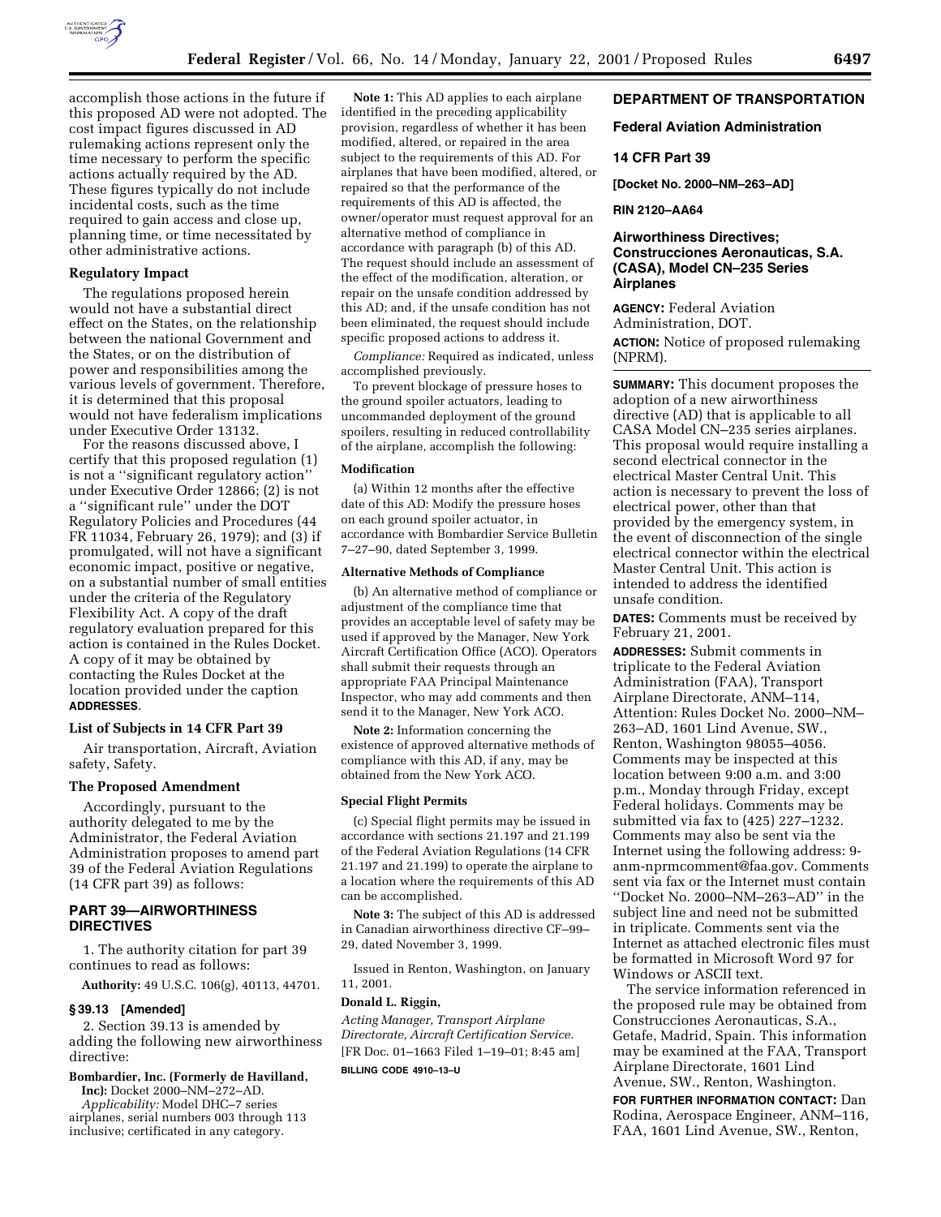accomplish those actions in the future if this proposed AD were not adopted. The cost impact figures discussed in AD rulemaking actions represent only the time necessary to perform the specific actions actually required by the AD. These figures typically do not include incidental costs, such as the time required to gain access and close up, planning time, or time necessitated by other administrative actions.

### Regulatory Impact

The regulations proposed herein would not have a substantial direct effect on the States, on the relationship between the national Government and the States, or on the distribution of power and responsibilities among the various levels of government. Therefore, it is determined that this proposal would not have federalism implications under Executive Order 13132.

For the reasons discussed above, I certify that this proposed regulation (1) is not a ''significant regulatory action'' under Executive Order 12866; (2) is not a ''significant rule'' under the DOT Regulatory Policies and Procedures (44 FR 11034, February 26, 1979); and (3) if promulgated, will not have a significant economic impact, positive or negative, on a substantial number of small entities under the criteria of the Regulatory Flexibility Act. A copy of the draft regulatory evaluation prepared for this action is contained in the Rules Docket. A copy of it may be obtained by contacting the Rules Docket at the location provided under the caption **ADDRESSES**.

### List of Subjects in 14 CFR Part 39

Air transportation, Aircraft, Aviation safety, Safety.

### The Proposed Amendment

Accordingly, pursuant to the authority delegated to me by the Administrator, the Federal Aviation Administration proposes to amend part 39 of the Federal Aviation Regulations (14 CFR part 39) as follows:

## PART 39—AIRWORTHINESS DIRECTIVES

1. The authority citation for part 39 continues to read as follows:

**Authority:** 49 U.S.C. 106(g), 40113, 44701.

### § 39.13 [Amended]

2. Section 39.13 is amended by adding the following new airworthiness directive:

**Bombardier, Inc. (Formerly de Havilland, Inc):** Docket 2000–NM–272–AD.

*Applicability:* Model DHC–7 series airplanes, serial numbers 003 through 113 inclusive; certificated in any category.

**Note 1:** This AD applies to each airplane identified in the preceding applicability provision, regardless of whether it has been modified, altered, or repaired in the area subject to the requirements of this AD. For airplanes that have been modified, altered, or repaired so that the performance of the requirements of this AD is affected, the owner/operator must request approval for an alternative method of compliance in accordance with paragraph (b) of this AD. The request should include an assessment of the effect of the modification, alteration, or repair on the unsafe condition addressed by this AD; and, if the unsafe condition has not been eliminated, the request should include specific proposed actions to address it.

*Compliance:* Required as indicated, unless accomplished previously.

To prevent blockage of pressure hoses to the ground spoiler actuators, leading to uncommanded deployment of the ground spoilers, resulting in reduced controllability of the airplane, accomplish the following:

#### Modification

(a) Within 12 months after the effective date of this AD: Modify the pressure hoses on each ground spoiler actuator, in accordance with Bombardier Service Bulletin 7–27–90, dated September 3, 1999.

#### Alternative Methods of Compliance

(b) An alternative method of compliance or adjustment of the compliance time that provides an acceptable level of safety may be used if approved by the Manager, New York Aircraft Certification Office (ACO). Operators shall submit their requests through an appropriate FAA Principal Maintenance Inspector, who may add comments and then send it to the Manager, New York ACO.

**Note 2:** Information concerning the existence of approved alternative methods of compliance with this AD, if any, may be obtained from the New York ACO.

#### Special Flight Permits

(c) Special flight permits may be issued in accordance with sections 21.197 and 21.199 of the Federal Aviation Regulations (14 CFR 21.197 and 21.199) to operate the airplane to a location where the requirements of this AD can be accomplished.

**Note 3:** The subject of this AD is addressed in Canadian airworthiness directive CF–99–29, dated November 3, 1999.

Issued in Renton, Washington, on January 11, 2001.

**Donald L. Riggin,**

*Acting Manager, Transport Airplane Directorate, Aircraft Certification Service.*

[FR Doc. 01–1663 Filed 1–19–01; 8:45 am]

**BILLING CODE 4910–13–U**

## DEPARTMENT OF TRANSPORTATION

## Federal Aviation Administration

## 14 CFR Part 39

**[Docket No. 2000–NM–263–AD]**

**RIN 2120–AA64**

## Airworthiness Directives; Construcciones Aeronauticas, S.A. (CASA), Model CN–235 Series Airplanes

**AGENCY:** Federal Aviation Administration, DOT.

**ACTION:** Notice of proposed rulemaking (NPRM).

**SUMMARY:** This document proposes the adoption of a new airworthiness directive (AD) that is applicable to all CASA Model CN–235 series airplanes. This proposal would require installing a second electrical connector in the electrical Master Central Unit. This action is necessary to prevent the loss of electrical power, other than that provided by the emergency system, in the event of disconnection of the single electrical connector within the electrical Master Central Unit. This action is intended to address the identified unsafe condition.

**DATES:** Comments must be received by February 21, 2001.

**ADDRESSES:** Submit comments in triplicate to the Federal Aviation Administration (FAA), Transport Airplane Directorate, ANM–114, Attention: Rules Docket No. 2000–NM–263–AD, 1601 Lind Avenue, SW., Renton, Washington 98055–4056. Comments may be inspected at this location between 9:00 a.m. and 3:00 p.m., Monday through Friday, except Federal holidays. Comments may be submitted via fax to (425) 227–1232. Comments may also be sent via the Internet using the following address: 9-anm-nprmcomment@faa.gov. Comments sent via fax or the Internet must contain ''Docket No. 2000–NM–263–AD'' in the subject line and need not be submitted in triplicate. Comments sent via the Internet as attached electronic files must be formatted in Microsoft Word 97 for Windows or ASCII text.

The service information referenced in the proposed rule may be obtained from Construcciones Aeronauticas, S.A., Getafe, Madrid, Spain. This information may be examined at the FAA, Transport Airplane Directorate, 1601 Lind Avenue, SW., Renton, Washington.

**FOR FURTHER INFORMATION CONTACT:** Dan Rodina, Aerospace Engineer, ANM–116, FAA, 1601 Lind Avenue, SW., Renton,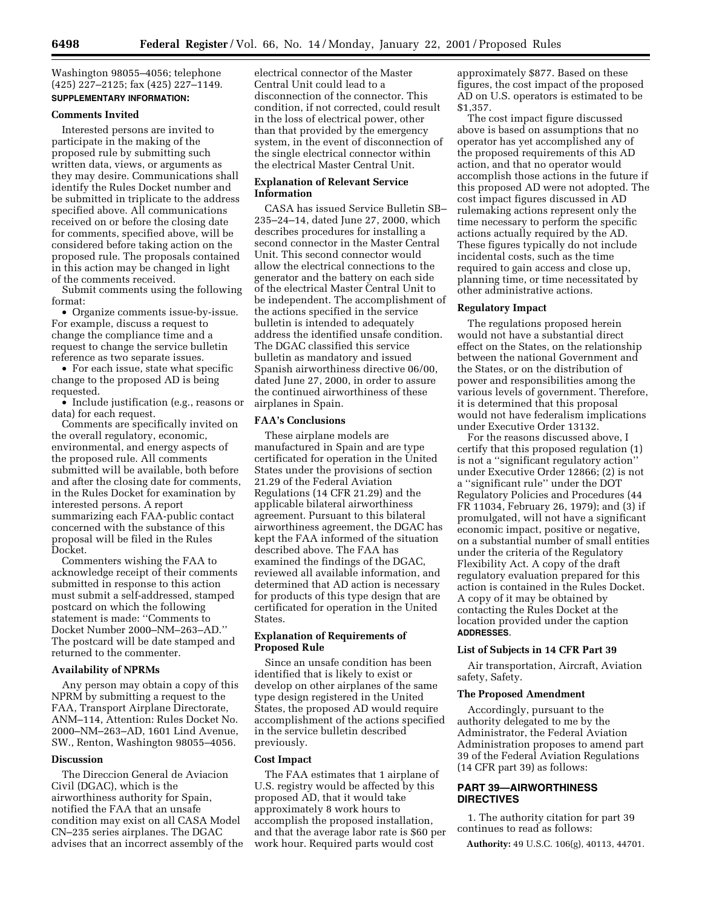Washington 98055–4056; telephone (425) 227–2125; fax (425) 227–1149.

**SUPPLEMENTARY INFORMATION:**

### Comments Invited

Interested persons are invited to participate in the making of the proposed rule by submitting such written data, views, or arguments as they may desire. Communications shall identify the Rules Docket number and be submitted in triplicate to the address specified above. All communications received on or before the closing date for comments, specified above, will be considered before taking action on the proposed rule. The proposals contained in this action may be changed in light of the comments received.

Submit comments using the following format:

- Organize comments issue-by-issue. For example, discuss a request to change the compliance time and a request to change the service bulletin reference as two separate issues.
- For each issue, state what specific change to the proposed AD is being requested.
- Include justification (e.g., reasons or data) for each request.

Comments are specifically invited on the overall regulatory, economic, environmental, and energy aspects of the proposed rule. All comments submitted will be available, both before and after the closing date for comments, in the Rules Docket for examination by interested persons. A report summarizing each FAA-public contact concerned with the substance of this proposal will be filed in the Rules Docket.

Commenters wishing the FAA to acknowledge receipt of their comments submitted in response to this action must submit a self-addressed, stamped postcard on which the following statement is made: ''Comments to Docket Number 2000–NM–263–AD.'' The postcard will be date stamped and returned to the commenter.

### Availability of NPRMs

Any person may obtain a copy of this NPRM by submitting a request to the FAA, Transport Airplane Directorate, ANM–114, Attention: Rules Docket No. 2000–NM–263–AD, 1601 Lind Avenue, SW., Renton, Washington 98055–4056.

### Discussion

The Direccion General de Aviacion Civil (DGAC), which is the airworthiness authority for Spain, notified the FAA that an unsafe condition may exist on all CASA Model CN–235 series airplanes. The DGAC advises that an incorrect assembly of the electrical connector of the Master Central Unit could lead to a disconnection of the connector. This condition, if not corrected, could result in the loss of electrical power, other than that provided by the emergency system, in the event of disconnection of the single electrical connector within the electrical Master Central Unit.

### Explanation of Relevant Service Information

CASA has issued Service Bulletin SB–235–24–14, dated June 27, 2000, which describes procedures for installing a second connector in the Master Central Unit. This second connector would allow the electrical connections to the generator and the battery on each side of the electrical Master Central Unit to be independent. The accomplishment of the actions specified in the service bulletin is intended to adequately address the identified unsafe condition. The DGAC classified this service bulletin as mandatory and issued Spanish airworthiness directive 06/00, dated June 27, 2000, in order to assure the continued airworthiness of these airplanes in Spain.

### FAA's Conclusions

These airplane models are manufactured in Spain and are type certificated for operation in the United States under the provisions of section 21.29 of the Federal Aviation Regulations (14 CFR 21.29) and the applicable bilateral airworthiness agreement. Pursuant to this bilateral airworthiness agreement, the DGAC has kept the FAA informed of the situation described above. The FAA has examined the findings of the DGAC, reviewed all available information, and determined that AD action is necessary for products of this type design that are certificated for operation in the United States.

### Explanation of Requirements of Proposed Rule

Since an unsafe condition has been identified that is likely to exist or develop on other airplanes of the same type design registered in the United States, the proposed AD would require accomplishment of the actions specified in the service bulletin described previously.

### Cost Impact

The FAA estimates that 1 airplane of U.S. registry would be affected by this proposed AD, that it would take approximately 8 work hours to accomplish the proposed installation, and that the average labor rate is $60 per work hour. Required parts would cost approximately $877. Based on these figures, the cost impact of the proposed AD on U.S. operators is estimated to be $1,357.

The cost impact figure discussed above is based on assumptions that no operator has yet accomplished any of the proposed requirements of this AD action, and that no operator would accomplish those actions in the future if this proposed AD were not adopted. The cost impact figures discussed in AD rulemaking actions represent only the time necessary to perform the specific actions actually required by the AD. These figures typically do not include incidental costs, such as the time required to gain access and close up, planning time, or time necessitated by other administrative actions.

### Regulatory Impact

The regulations proposed herein would not have a substantial direct effect on the States, on the relationship between the national Government and the States, or on the distribution of power and responsibilities among the various levels of government. Therefore, it is determined that this proposal would not have federalism implications under Executive Order 13132.

For the reasons discussed above, I certify that this proposed regulation (1) is not a ''significant regulatory action'' under Executive Order 12866; (2) is not a ''significant rule'' under the DOT Regulatory Policies and Procedures (44 FR 11034, February 26, 1979); and (3) if promulgated, will not have a significant economic impact, positive or negative, on a substantial number of small entities under the criteria of the Regulatory Flexibility Act. A copy of the draft regulatory evaluation prepared for this action is contained in the Rules Docket. A copy of it may be obtained by contacting the Rules Docket at the location provided under the caption **ADDRESSES**.

### List of Subjects in 14 CFR Part 39

Air transportation, Aircraft, Aviation safety, Safety.

### The Proposed Amendment

Accordingly, pursuant to the authority delegated to me by the Administrator, the Federal Aviation Administration proposes to amend part 39 of the Federal Aviation Regulations (14 CFR part 39) as follows:

## PART 39—AIRWORTHINESS DIRECTIVES

1. The authority citation for part 39 continues to read as follows:

**Authority:** 49 U.S.C. 106(g), 40113, 44701.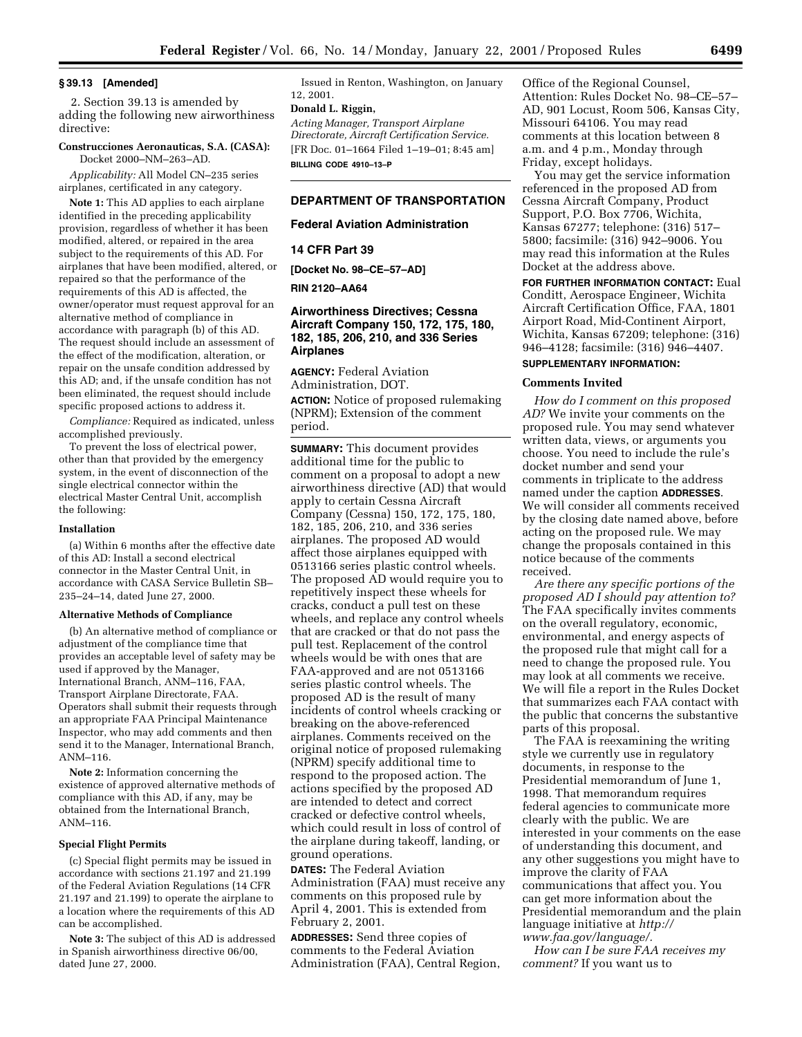### § 39.13 [Amended]

2. Section 39.13 is amended by adding the following new airworthiness directive:

**Construcciones Aeronauticas, S.A. (CASA):** Docket 2000–NM–263–AD.

*Applicability:* All Model CN–235 series airplanes, certificated in any category.

**Note 1:** This AD applies to each airplane identified in the preceding applicability provision, regardless of whether it has been modified, altered, or repaired in the area subject to the requirements of this AD. For airplanes that have been modified, altered, or repaired so that the performance of the requirements of this AD is affected, the owner/operator must request approval for an alternative method of compliance in accordance with paragraph (b) of this AD. The request should include an assessment of the effect of the modification, alteration, or repair on the unsafe condition addressed by this AD; and, if the unsafe condition has not been eliminated, the request should include specific proposed actions to address it.

*Compliance:* Required as indicated, unless accomplished previously.

To prevent the loss of electrical power, other than that provided by the emergency system, in the event of disconnection of the single electrical connector within the electrical Master Central Unit, accomplish the following:

#### Installation

(a) Within 6 months after the effective date of this AD: Install a second electrical connector in the Master Central Unit, in accordance with CASA Service Bulletin SB–235–24–14, dated June 27, 2000.

#### Alternative Methods of Compliance

(b) An alternative method of compliance or adjustment of the compliance time that provides an acceptable level of safety may be used if approved by the Manager, International Branch, ANM–116, FAA, Transport Airplane Directorate, FAA. Operators shall submit their requests through an appropriate FAA Principal Maintenance Inspector, who may add comments and then send it to the Manager, International Branch, ANM–116.

**Note 2:** Information concerning the existence of approved alternative methods of compliance with this AD, if any, may be obtained from the International Branch, ANM–116.

#### Special Flight Permits

(c) Special flight permits may be issued in accordance with sections 21.197 and 21.199 of the Federal Aviation Regulations (14 CFR 21.197 and 21.199) to operate the airplane to a location where the requirements of this AD can be accomplished.

**Note 3:** The subject of this AD is addressed in Spanish airworthiness directive 06/00, dated June 27, 2000.

Issued in Renton, Washington, on January 12, 2001.

**Donald L. Riggin,**

*Acting Manager, Transport Airplane Directorate, Aircraft Certification Service.*

[FR Doc. 01–1664 Filed 1–19–01; 8:45 am]

**BILLING CODE 4910–13–P**

---

## DEPARTMENT OF TRANSPORTATION

### Federal Aviation Administration

### 14 CFR Part 39

**[Docket No. 98–CE–57–AD]**

**RIN 2120–AA64**

## Airworthiness Directives; Cessna Aircraft Company 150, 172, 175, 180, 182, 185, 206, 210, and 336 Series Airplanes

**AGENCY:** Federal Aviation Administration, DOT.

**ACTION:** Notice of proposed rulemaking (NPRM); Extension of the comment period.

**SUMMARY:** This document provides additional time for the public to comment on a proposal to adopt a new airworthiness directive (AD) that would apply to certain Cessna Aircraft Company (Cessna) 150, 172, 175, 180, 182, 185, 206, 210, and 336 series airplanes. The proposed AD would affect those airplanes equipped with 0513166 series plastic control wheels. The proposed AD would require you to repetitively inspect these wheels for cracks, conduct a pull test on these wheels, and replace any control wheels that are cracked or that do not pass the pull test. Replacement of the control wheels would be with ones that are FAA-approved and are not 0513166 series plastic control wheels. The proposed AD is the result of many incidents of control wheels cracking or breaking on the above-referenced airplanes. Comments received on the original notice of proposed rulemaking (NPRM) specify additional time to respond to the proposed action. The actions specified by the proposed AD are intended to detect and correct cracked or defective control wheels, which could result in loss of control of the airplane during takeoff, landing, or ground operations.

**DATES:** The Federal Aviation Administration (FAA) must receive any comments on this proposed rule by April 4, 2001. This is extended from February 2, 2001.

**ADDRESSES:** Send three copies of comments to the Federal Aviation Administration (FAA), Central Region, Office of the Regional Counsel, Attention: Rules Docket No. 98–CE–57–AD, 901 Locust, Room 506, Kansas City, Missouri 64106. You may read comments at this location between 8 a.m. and 4 p.m., Monday through Friday, except holidays.

You may get the service information referenced in the proposed AD from Cessna Aircraft Company, Product Support, P.O. Box 7706, Wichita, Kansas 67277; telephone: (316) 517–5800; facsimile: (316) 942–9006. You may read this information at the Rules Docket at the address above.

**FOR FURTHER INFORMATION CONTACT:** Eual Conditt, Aerospace Engineer, Wichita Aircraft Certification Office, FAA, 1801 Airport Road, Mid-Continent Airport, Wichita, Kansas 67209; telephone: (316) 946–4128; facsimile: (316) 946–4407.

**SUPPLEMENTARY INFORMATION:**

#### Comments Invited

*How do I comment on this proposed AD?* We invite your comments on the proposed rule. You may send whatever written data, views, or arguments you choose. You need to include the rule's docket number and send your comments in triplicate to the address named under the caption **ADDRESSES**. We will consider all comments received by the closing date named above, before acting on the proposed rule. We may change the proposals contained in this notice because of the comments received.

*Are there any specific portions of the proposed AD I should pay attention to?* The FAA specifically invites comments on the overall regulatory, economic, environmental, and energy aspects of the proposed rule that might call for a need to change the proposed rule. You may look at all comments we receive. We will file a report in the Rules Docket that summarizes each FAA contact with the public that concerns the substantive parts of this proposal.

The FAA is reexamining the writing style we currently use in regulatory documents, in response to the Presidential memorandum of June 1, 1998. That memorandum requires federal agencies to communicate more clearly with the public. We are interested in your comments on the ease of understanding this document, and any other suggestions you might have to improve the clarity of FAA communications that affect you. You can get more information about the Presidential memorandum and the plain language initiative at *http://www.faa.gov/language/.*

*How can I be sure FAA receives my comment?* If you want us to